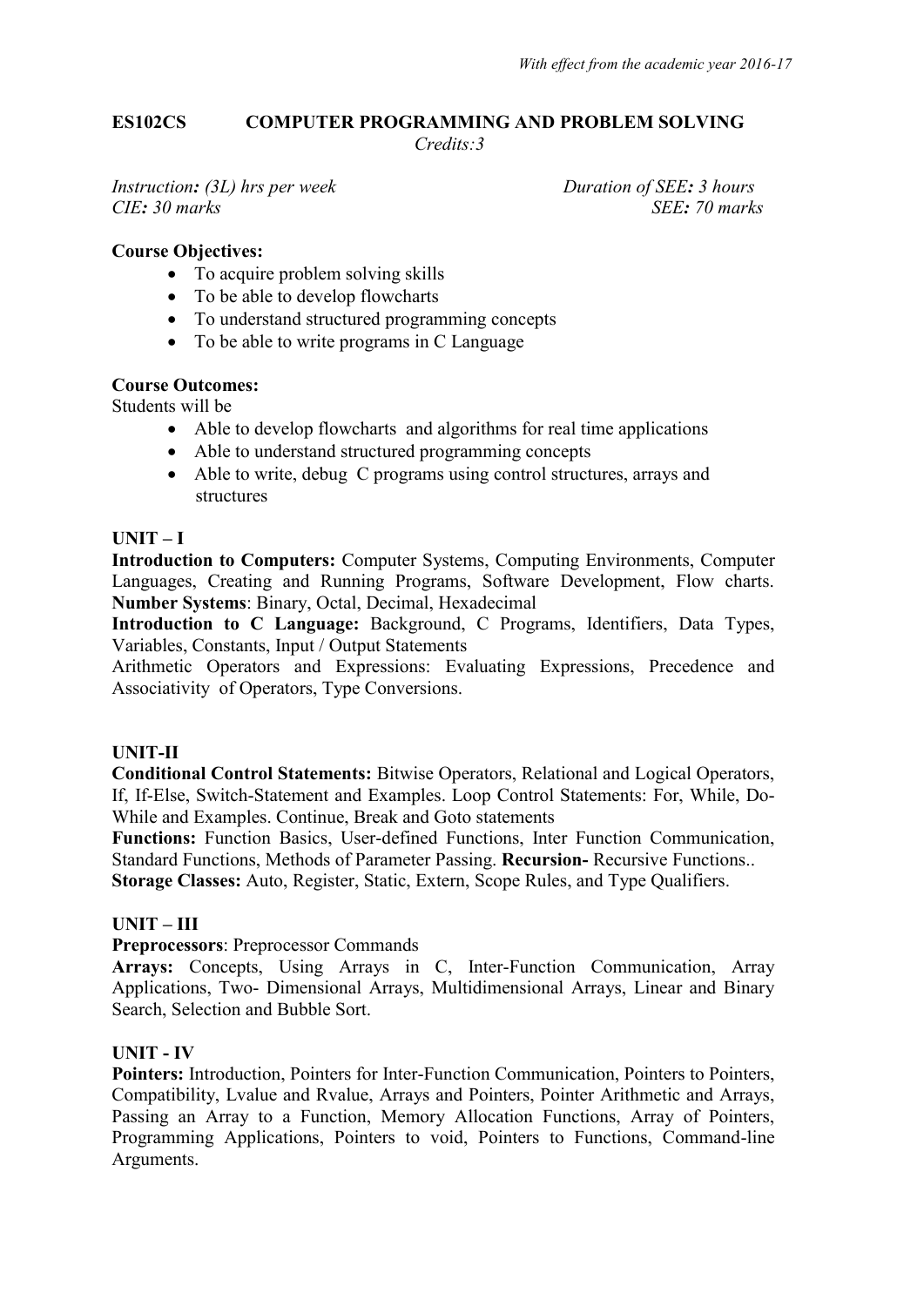*With effect from the academic year 2016-17*

**ES102CS COMPUTER PROGRAMMING AND PROBLEM SOLVING**

*Credits:3*

*Instruction: (3L) hrs per week* *Duration of SEE: 3 hours*
*CIE: 30 marks* *SEE: 70 marks*

**Course Objectives:**

- To acquire problem solving skills
- To be able to develop flowcharts
- To understand structured programming concepts
- To be able to write programs in C Language

**Course Outcomes:**

Students will be

- Able to develop flowcharts and algorithms for real time applications
- Able to understand structured programming concepts
- Able to write, debug C programs using control structures, arrays and structures

**UNIT – I**

**Introduction to Computers:** Computer Systems, Computing Environments, Computer Languages, Creating and Running Programs, Software Development, Flow charts. **Number Systems**: Binary, Octal, Decimal, Hexadecimal

**Introduction to C Language:** Background, C Programs, Identifiers, Data Types, Variables, Constants, Input / Output Statements

Arithmetic Operators and Expressions: Evaluating Expressions, Precedence and Associativity of Operators, Type Conversions.

**UNIT-II**

**Conditional Control Statements:** Bitwise Operators, Relational and Logical Operators, If, If-Else, Switch-Statement and Examples. Loop Control Statements: For, While, Do-While and Examples. Continue, Break and Goto statements

**Functions:** Function Basics, User-defined Functions, Inter Function Communication, Standard Functions, Methods of Parameter Passing. **Recursion-** Recursive Functions..

**Storage Classes:** Auto, Register, Static, Extern, Scope Rules, and Type Qualifiers.

**UNIT – III**

**Preprocessors**: Preprocessor Commands

**Arrays:** Concepts, Using Arrays in C, Inter-Function Communication, Array Applications, Two- Dimensional Arrays, Multidimensional Arrays, Linear and Binary Search, Selection and Bubble Sort.

**UNIT - IV**

**Pointers:** Introduction, Pointers for Inter-Function Communication, Pointers to Pointers, Compatibility, Lvalue and Rvalue, Arrays and Pointers, Pointer Arithmetic and Arrays, Passing an Array to a Function, Memory Allocation Functions, Array of Pointers, Programming Applications, Pointers to void, Pointers to Functions, Command-line Arguments.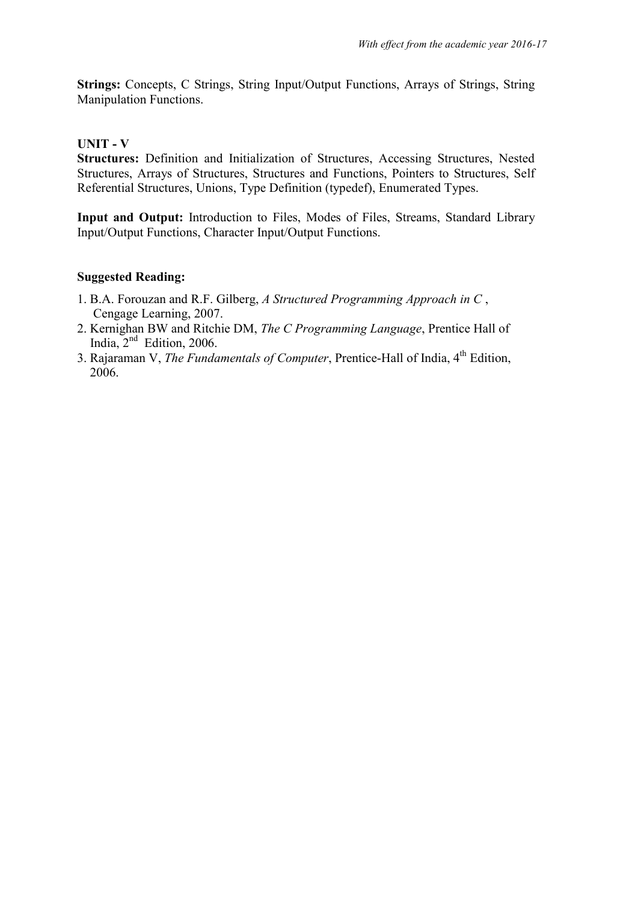**Strings:** Concepts, C Strings, String Input/Output Functions, Arrays of Strings, String Manipulation Functions.

### UNIT - V

**Structures:** Definition and Initialization of Structures, Accessing Structures, Nested Structures, Arrays of Structures, Structures and Functions, Pointers to Structures, Self Referential Structures, Unions, Type Definition (typedef), Enumerated Types.

**Input and Output:** Introduction to Files, Modes of Files, Streams, Standard Library Input/Output Functions, Character Input/Output Functions.

### Suggested Reading:

1. B.A. Forouzan and R.F. Gilberg, *A Structured Programming Approach in C* , Cengage Learning, 2007.
2. Kernighan BW and Ritchie DM, *The C Programming Language*, Prentice Hall of India, 2nd Edition, 2006.
3. Rajaraman V, *The Fundamentals of Computer*, Prentice-Hall of India, 4th Edition, 2006.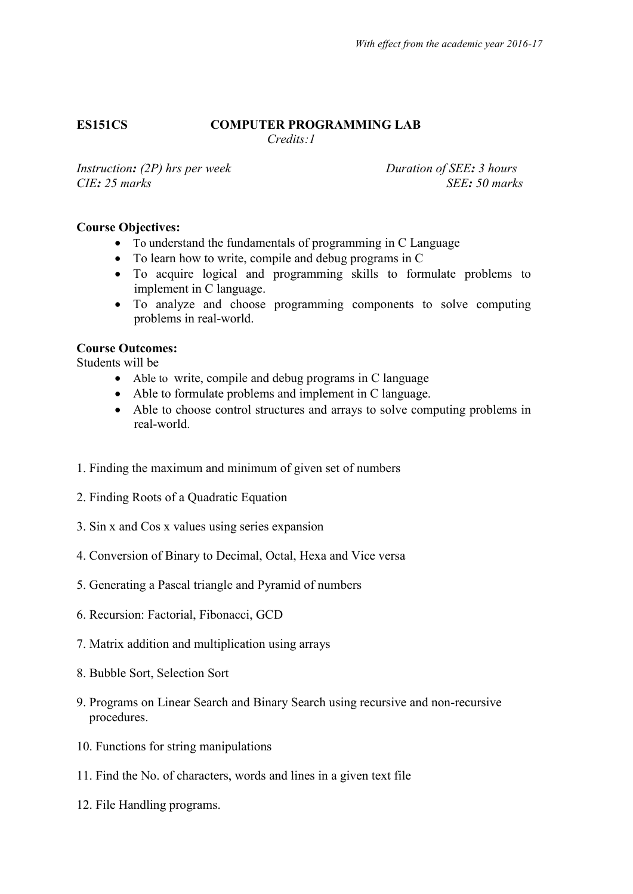**ES151CS COMPUTER PROGRAMMING LAB**

*Credits:1*

*Instruction: (2P) hrs per week* *Duration of SEE: 3 hours*

*CIE: 25 marks* *SEE: 50 marks*

**Course Objectives:**

- To understand the fundamentals of programming in C Language
- To learn how to write, compile and debug programs in C
- To acquire logical and programming skills to formulate problems to implement in C language.
- To analyze and choose programming components to solve computing problems in real-world.

**Course Outcomes:**

Students will be

- Able to write, compile and debug programs in C language
- Able to formulate problems and implement in C language.
- Able to choose control structures and arrays to solve computing problems in real-world.

1. Finding the maximum and minimum of given set of numbers
2. Finding Roots of a Quadratic Equation
3. Sin x and Cos x values using series expansion
4. Conversion of Binary to Decimal, Octal, Hexa and Vice versa
5. Generating a Pascal triangle and Pyramid of numbers
6. Recursion: Factorial, Fibonacci, GCD
7. Matrix addition and multiplication using arrays
8. Bubble Sort, Selection Sort
9. Programs on Linear Search and Binary Search using recursive and non-recursive procedures.
10. Functions for string manipulations
11. Find the No. of characters, words and lines in a given text file
12. File Handling programs.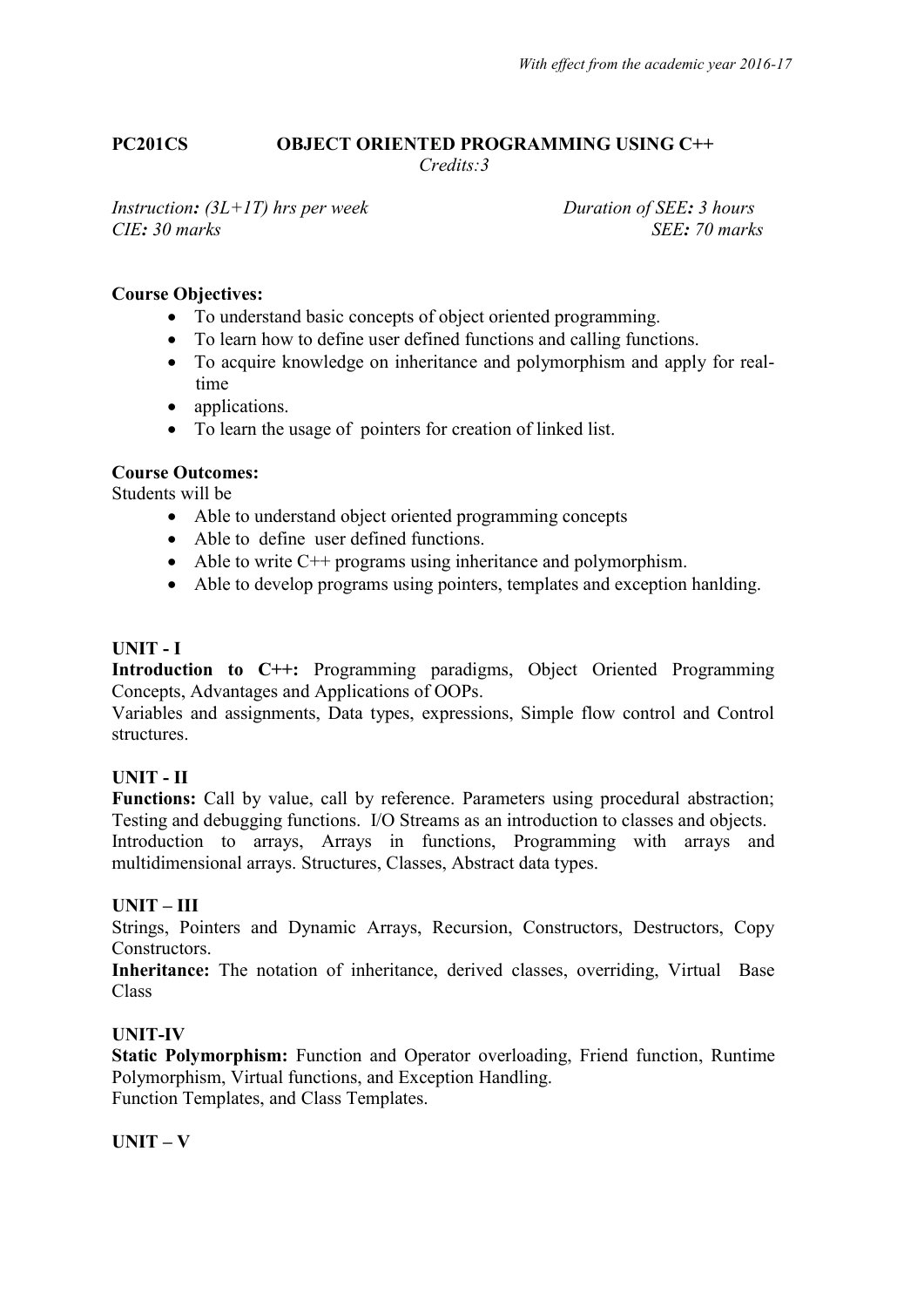**PC201CS** **OBJECT ORIENTED PROGRAMMING USING C++**

*Credits:3*

*Instruction: (3L+1T) hrs per week* *Duration of SEE: 3 hours*
*CIE: 30 marks* *SEE: 70 marks*

**Course Objectives:**

- To understand basic concepts of object oriented programming.
- To learn how to define user defined functions and calling functions.
- To acquire knowledge on inheritance and polymorphism and apply for real-time
- applications.
- To learn the usage of pointers for creation of linked list.

**Course Outcomes:**

Students will be

- Able to understand object oriented programming concepts
- Able to define user defined functions.
- Able to write C++ programs using inheritance and polymorphism.
- Able to develop programs using pointers, templates and exception hanlding.

**UNIT - I**

**Introduction to C++:** Programming paradigms, Object Oriented Programming Concepts, Advantages and Applications of OOPs.

Variables and assignments, Data types, expressions, Simple flow control and Control structures.

**UNIT - II**

**Functions:** Call by value, call by reference. Parameters using procedural abstraction; Testing and debugging functions. I/O Streams as an introduction to classes and objects.

Introduction to arrays, Arrays in functions, Programming with arrays and multidimensional arrays. Structures, Classes, Abstract data types.

**UNIT – III**

Strings, Pointers and Dynamic Arrays, Recursion, Constructors, Destructors, Copy Constructors.

**Inheritance:** The notation of inheritance, derived classes, overriding, Virtual Base Class

**UNIT-IV**

**Static Polymorphism:** Function and Operator overloading, Friend function, Runtime Polymorphism, Virtual functions, and Exception Handling.

Function Templates, and Class Templates.

**UNIT – V**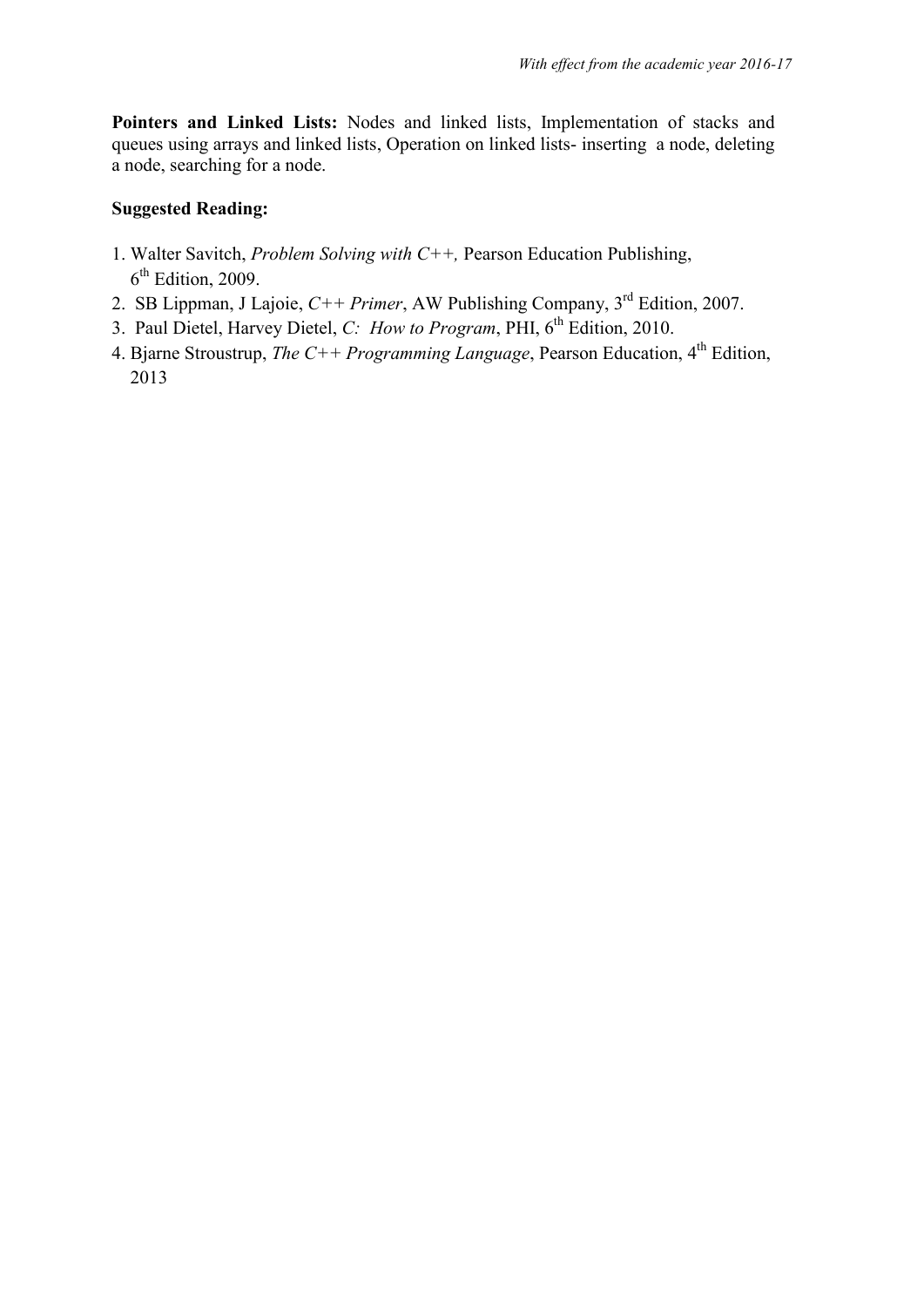**Pointers and Linked Lists:** Nodes and linked lists, Implementation of stacks and queues using arrays and linked lists, Operation on linked lists- inserting a node, deleting a node, searching for a node.

**Suggested Reading:**

1. Walter Savitch, *Problem Solving with C++,* Pearson Education Publishing, 6th Edition, 2009.
2. SB Lippman, J Lajoie, *C++ Primer*, AW Publishing Company, 3rd Edition, 2007.
3. Paul Dietel, Harvey Dietel, *C: How to Program*, PHI, 6th Edition, 2010.
4. Bjarne Stroustrup, *The C++ Programming Language*, Pearson Education, 4th Edition, 2013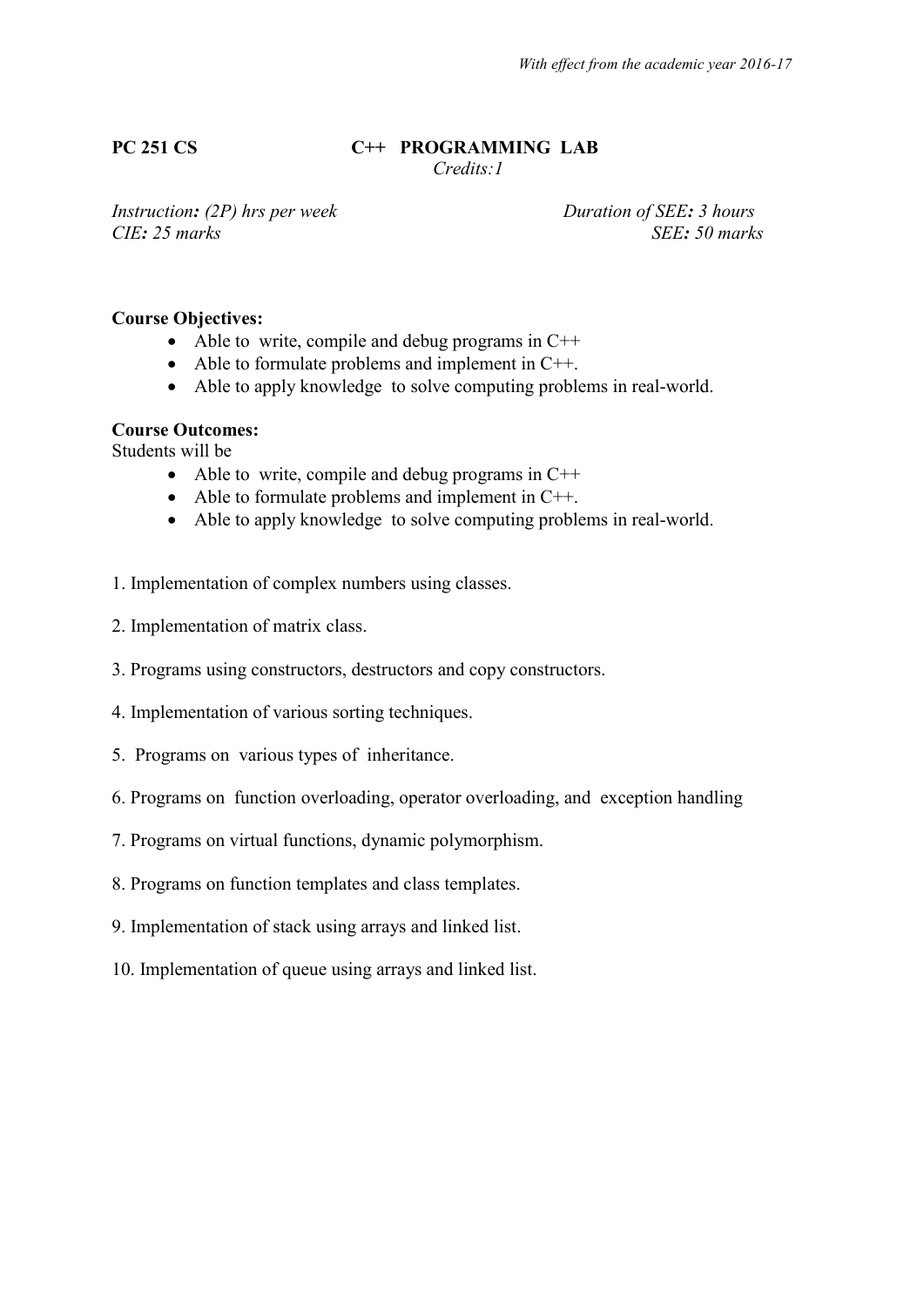**PC 251 CS** **C++ PROGRAMMING LAB**

*Credits:1*

*Instruction: (2P) hrs per week* *Duration of SEE: 3 hours*

*CIE: 25 marks* *SEE: 50 marks*

**Course Objectives:**

- Able to write, compile and debug programs in C++
- Able to formulate problems and implement in C++.
- Able to apply knowledge to solve computing problems in real-world.

**Course Outcomes:**

Students will be

- Able to write, compile and debug programs in C++
- Able to formulate problems and implement in C++.
- Able to apply knowledge to solve computing problems in real-world.

1. Implementation of complex numbers using classes.
2. Implementation of matrix class.
3. Programs using constructors, destructors and copy constructors.
4. Implementation of various sorting techniques.
5. Programs on various types of inheritance.
6. Programs on function overloading, operator overloading, and exception handling
7. Programs on virtual functions, dynamic polymorphism.
8. Programs on function templates and class templates.
9. Implementation of stack using arrays and linked list.
10. Implementation of queue using arrays and linked list.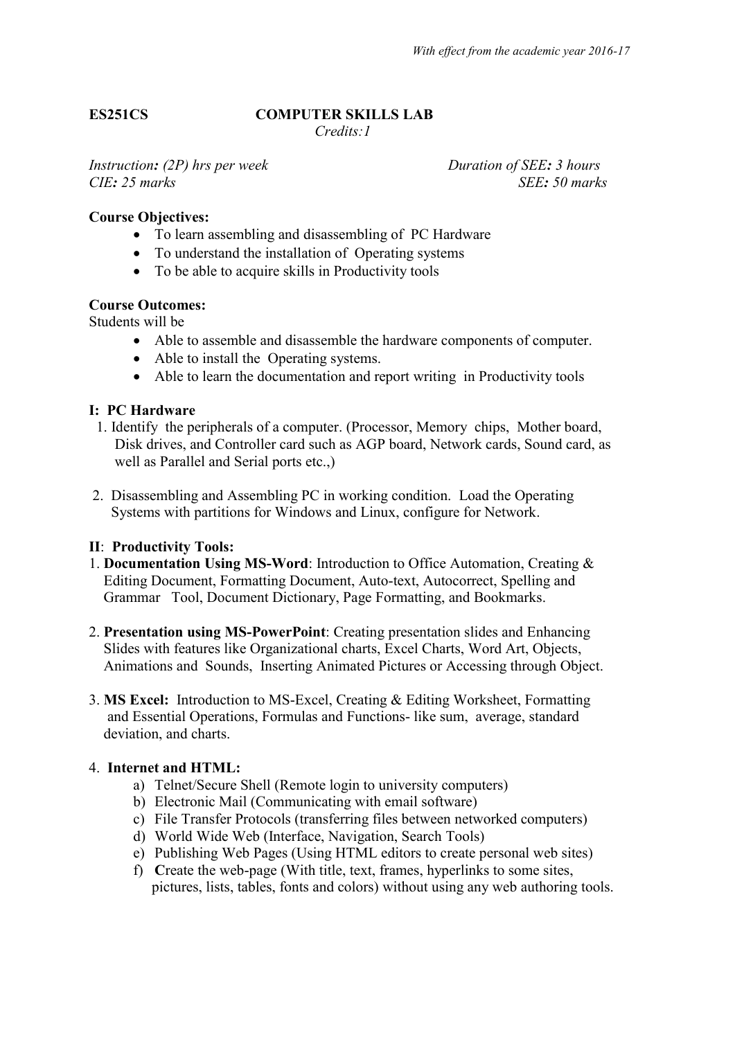**ES251CS** **COMPUTER SKILLS LAB**

*Credits:1*

*Instruction: (2P) hrs per week* *Duration of SEE: 3 hours*

*CIE: 25 marks* *SEE: 50 marks*

**Course Objectives:**

- To learn assembling and disassembling of PC Hardware
- To understand the installation of Operating systems
- To be able to acquire skills in Productivity tools

**Course Outcomes:**

Students will be

- Able to assemble and disassemble the hardware components of computer.
- Able to install the Operating systems.
- Able to learn the documentation and report writing in Productivity tools

**I: PC Hardware**

1. Identify the peripherals of a computer. (Processor, Memory chips, Mother board, Disk drives, and Controller card such as AGP board, Network cards, Sound card, as well as Parallel and Serial ports etc.,)

2. Disassembling and Assembling PC in working condition. Load the Operating Systems with partitions for Windows and Linux, configure for Network.

**II: Productivity Tools:**

1. **Documentation Using MS-Word**: Introduction to Office Automation, Creating & Editing Document, Formatting Document, Auto-text, Autocorrect, Spelling and Grammar Tool, Document Dictionary, Page Formatting, and Bookmarks.

2. **Presentation using MS-PowerPoint**: Creating presentation slides and Enhancing Slides with features like Organizational charts, Excel Charts, Word Art, Objects, Animations and Sounds, Inserting Animated Pictures or Accessing through Object.

3. **MS Excel:** Introduction to MS-Excel, Creating & Editing Worksheet, Formatting and Essential Operations, Formulas and Functions- like sum, average, standard deviation, and charts.

4. **Internet and HTML:**
   a) Telnet/Secure Shell (Remote login to university computers)
   b) Electronic Mail (Communicating with email software)
   c) File Transfer Protocols (transferring files between networked computers)
   d) World Wide Web (Interface, Navigation, Search Tools)
   e) Publishing Web Pages (Using HTML editors to create personal web sites)
   f) **C**reate the web-page (With title, text, frames, hyperlinks to some sites, pictures, lists, tables, fonts and colors) without using any web authoring tools.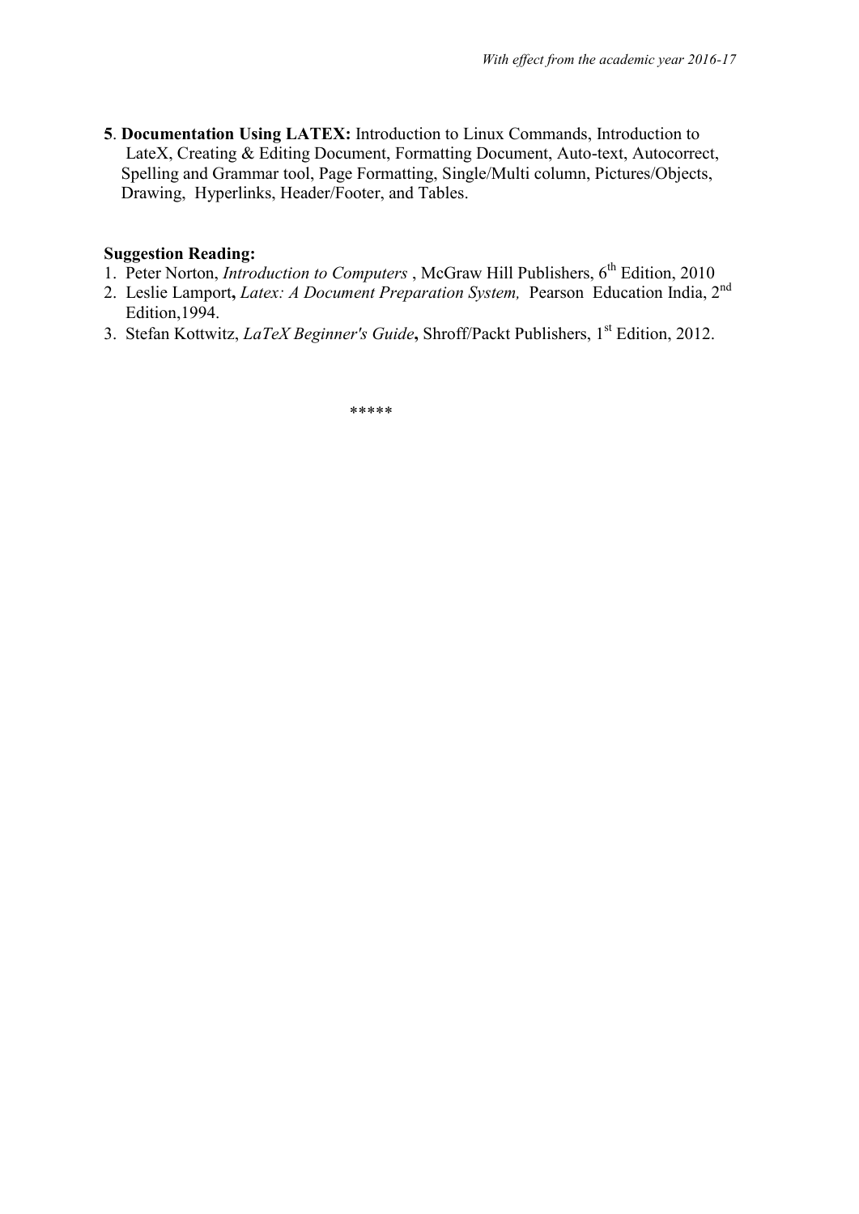**5**. **Documentation Using LATEX:** Introduction to Linux Commands, Introduction to LateX, Creating & Editing Document, Formatting Document, Auto-text, Autocorrect, Spelling and Grammar tool, Page Formatting, Single/Multi column, Pictures/Objects, Drawing, Hyperlinks, Header/Footer, and Tables.

**Suggestion Reading:**

1. Peter Norton, *Introduction to Computers* , McGraw Hill Publishers, 6th Edition, 2010
2. Leslie Lamport**,** *Latex: A Document Preparation System,* Pearson Education India, 2nd Edition,1994.
3. Stefan Kottwitz, *LaTeX Beginner's Guide***,** Shroff/Packt Publishers, 1st Edition, 2012.

\*\*\*\*\*